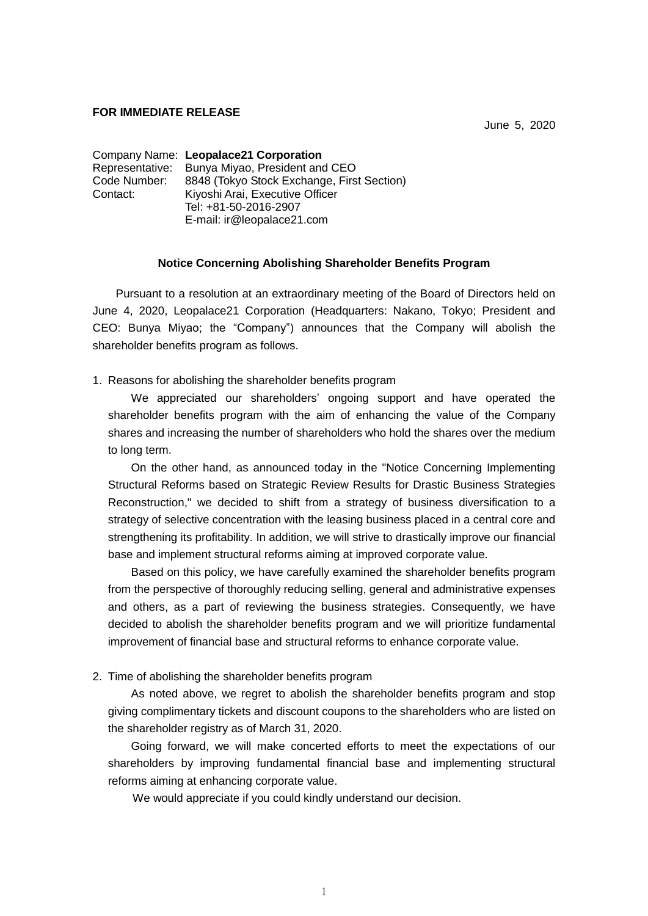**FOR IMMEDIATE RELEASE**

June 5, 2020

Company Name: **Leopalace21 Corporation**
Representative: Bunya Miyao, President and CEO
Code Number: 8848 (Tokyo Stock Exchange, First Section)
Contact: Kiyoshi Arai, Executive Officer
Tel: +81-50-2016-2907
E-mail: ir@leopalace21.com

## Notice Concerning Abolishing Shareholder Benefits Program

Pursuant to a resolution at an extraordinary meeting of the Board of Directors held on June 4, 2020, Leopalace21 Corporation (Headquarters: Nakano, Tokyo; President and CEO: Bunya Miyao; the "Company") announces that the Company will abolish the shareholder benefits program as follows.

1. Reasons for abolishing the shareholder benefits program

   We appreciated our shareholders' ongoing support and have operated the shareholder benefits program with the aim of enhancing the value of the Company shares and increasing the number of shareholders who hold the shares over the medium to long term.

   On the other hand, as announced today in the "Notice Concerning Implementing Structural Reforms based on Strategic Review Results for Drastic Business Strategies Reconstruction," we decided to shift from a strategy of business diversification to a strategy of selective concentration with the leasing business placed in a central core and strengthening its profitability. In addition, we will strive to drastically improve our financial base and implement structural reforms aiming at improved corporate value.

   Based on this policy, we have carefully examined the shareholder benefits program from the perspective of thoroughly reducing selling, general and administrative expenses and others, as a part of reviewing the business strategies. Consequently, we have decided to abolish the shareholder benefits program and we will prioritize fundamental improvement of financial base and structural reforms to enhance corporate value.

2. Time of abolishing the shareholder benefits program

   As noted above, we regret to abolish the shareholder benefits program and stop giving complimentary tickets and discount coupons to the shareholders who are listed on the shareholder registry as of March 31, 2020.

   Going forward, we will make concerted efforts to meet the expectations of our shareholders by improving fundamental financial base and implementing structural reforms aiming at enhancing corporate value.

   We would appreciate if you could kindly understand our decision.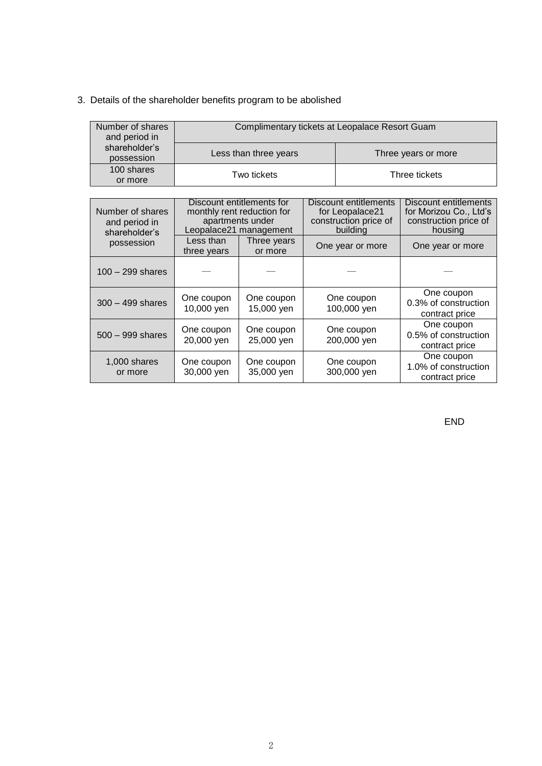3. Details of the shareholder benefits program to be abolished

| Number of shares and period in shareholder's possession | Complimentary tickets at Leopalace Resort Guam | |
|---|---|---|
| | Less than three years | Three years or more |
| 100 shares or more | Two tickets | Three tickets |

| Number of shares and period in shareholder's possession | Discount entitlements for monthly rent reduction for apartments under Leopalace21 management | | Discount entitlements for Leopalace21 construction price of building | Discount entitlements for Morizou Co., Ltd's construction price of housing |
|---|---|---|---|---|
| | Less than three years | Three years or more | One year or more | One year or more |
| 100 – 299 shares | — | — | — | — |
| 300 – 499 shares | One coupon 10,000 yen | One coupon 15,000 yen | One coupon 100,000 yen | One coupon 0.3% of construction contract price |
| 500 – 999 shares | One coupon 20,000 yen | One coupon 25,000 yen | One coupon 200,000 yen | One coupon 0.5% of construction contract price |
| 1,000 shares or more | One coupon 30,000 yen | One coupon 35,000 yen | One coupon 300,000 yen | One coupon 1.0% of construction contract price |

END